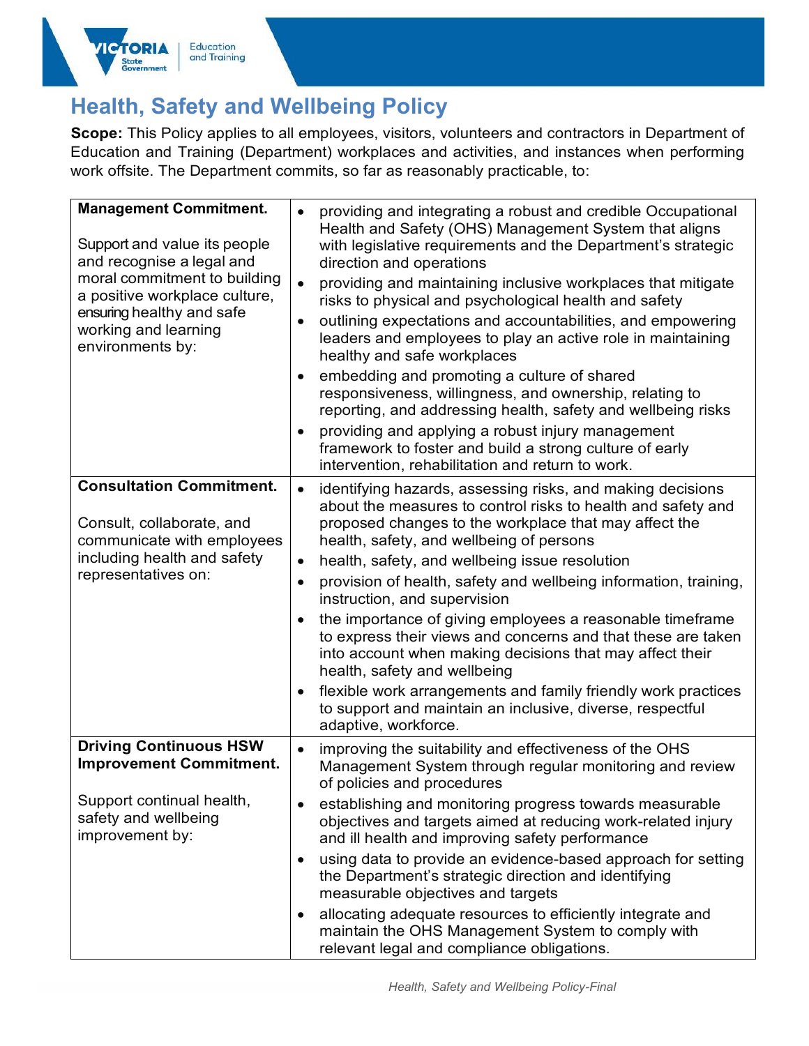# Health, Safety and Wellbeing Policy

**Scope:** This Policy applies to all employees, visitors, volunteers and contractors in Department of Education and Training (Department) workplaces and activities, and instances when performing work offsite. The Department commits, so far as reasonably practicable, to:

| | |
|---|---|
| **Management Commitment.**<br><br>Support and value its people and recognise a legal and moral commitment to building a positive workplace culture, ensuring healthy and safe working and learning environments by: | • providing and integrating a robust and credible Occupational Health and Safety (OHS) Management System that aligns with legislative requirements and the Department's strategic direction and operations<br>• providing and maintaining inclusive workplaces that mitigate risks to physical and psychological health and safety<br>• outlining expectations and accountabilities, and empowering leaders and employees to play an active role in maintaining healthy and safe workplaces<br>• embedding and promoting a culture of shared responsiveness, willingness, and ownership, relating to reporting, and addressing health, safety and wellbeing risks<br>• providing and applying a robust injury management framework to foster and build a strong culture of early intervention, rehabilitation and return to work. |
| **Consultation Commitment.**<br><br>Consult, collaborate, and communicate with employees including health and safety representatives on: | • identifying hazards, assessing risks, and making decisions about the measures to control risks to health and safety and proposed changes to the workplace that may affect the health, safety, and wellbeing of persons<br>• health, safety, and wellbeing issue resolution<br>• provision of health, safety and wellbeing information, training, instruction, and supervision<br>• the importance of giving employees a reasonable timeframe to express their views and concerns and that these are taken into account when making decisions that may affect their health, safety and wellbeing<br>• flexible work arrangements and family friendly work practices to support and maintain an inclusive, diverse, respectful adaptive, workforce. |
| **Driving Continuous HSW Improvement Commitment.**<br><br>Support continual health, safety and wellbeing improvement by: | • improving the suitability and effectiveness of the OHS Management System through regular monitoring and review of policies and procedures<br>• establishing and monitoring progress towards measurable objectives and targets aimed at reducing work-related injury and ill health and improving safety performance<br>• using data to provide an evidence-based approach for setting the Department's strategic direction and identifying measurable objectives and targets<br>• allocating adequate resources to efficiently integrate and maintain the OHS Management System to comply with relevant legal and compliance obligations. |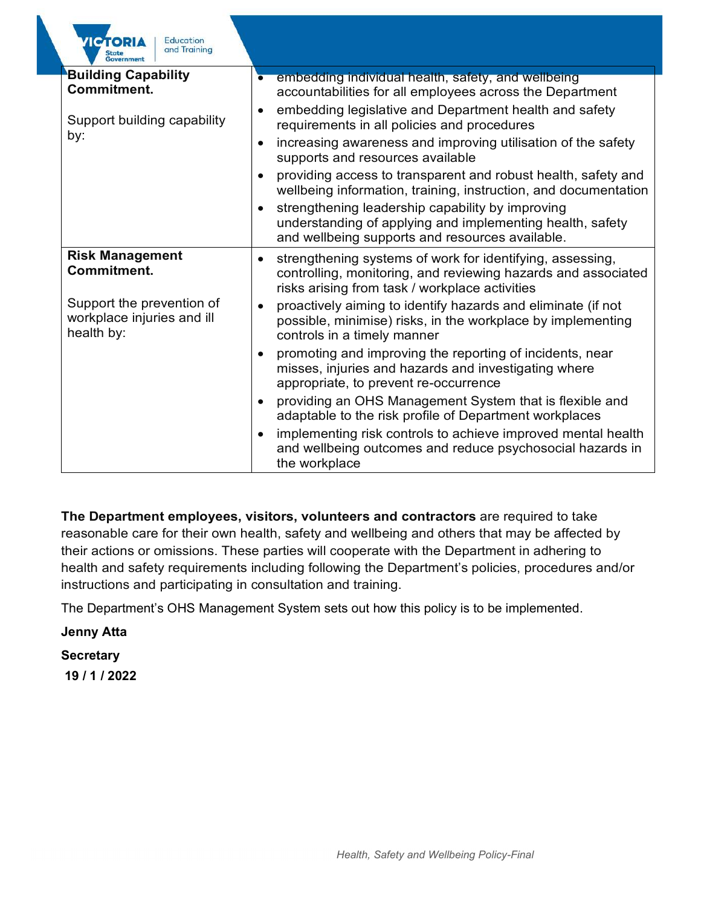| | |
|---|---|
| **Building Capability Commitment.**<br><br>Support building capability by: | • embedding individual health, safety, and wellbeing accountabilities for all employees across the Department<br>• embedding legislative and Department health and safety requirements in all policies and procedures<br>• increasing awareness and improving utilisation of the safety supports and resources available<br>• providing access to transparent and robust health, safety and wellbeing information, training, instruction, and documentation<br>• strengthening leadership capability by improving understanding of applying and implementing health, safety and wellbeing supports and resources available. |
| **Risk Management Commitment.**<br><br>Support the prevention of workplace injuries and ill health by: | • strengthening systems of work for identifying, assessing, controlling, monitoring, and reviewing hazards and associated risks arising from task / workplace activities<br>• proactively aiming to identify hazards and eliminate (if not possible, minimise) risks, in the workplace by implementing controls in a timely manner<br>• promoting and improving the reporting of incidents, near misses, injuries and hazards and investigating where appropriate, to prevent re-occurrence<br>• providing an OHS Management System that is flexible and adaptable to the risk profile of Department workplaces<br>• implementing risk controls to achieve improved mental health and wellbeing outcomes and reduce psychosocial hazards in the workplace |

**The Department employees, visitors, volunteers and contractors** are required to take reasonable care for their own health, safety and wellbeing and others that may be affected by their actions or omissions. These parties will cooperate with the Department in adhering to health and safety requirements including following the Department's policies, procedures and/or instructions and participating in consultation and training.

The Department's OHS Management System sets out how this policy is to be implemented.

**Jenny Atta**

**Secretary**

**19 / 1 / 2022**